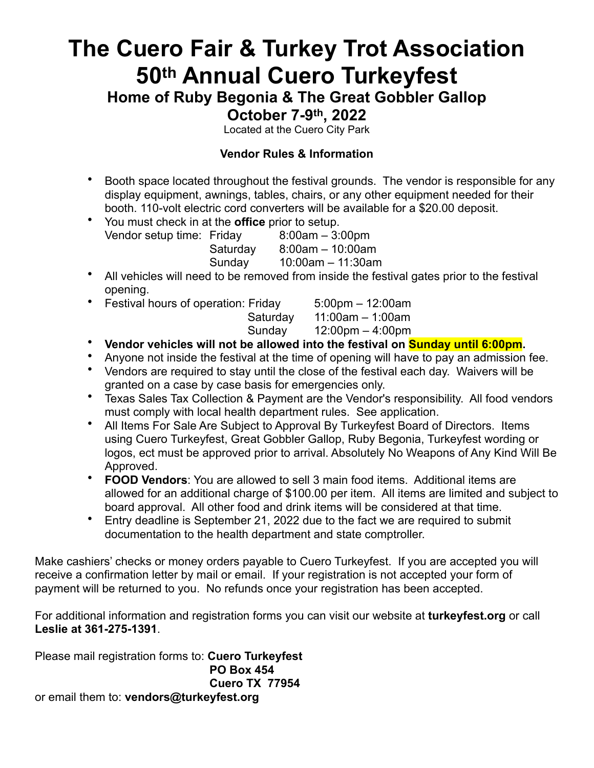# The Cuero Fair & Turkey Trot Association 50th Annual Cuero Turkeyfest

## Home of Ruby Begonia & The Great Gobbler Gallop

## October 7-9th, 2022

Located at the Cuero City Park

**Vendor Rules & Information**

- Booth space located throughout the festival grounds. The vendor is responsible for any display equipment, awnings, tables, chairs, or any other equipment needed for their booth. 110-volt electric cord converters will be available for a $20.00 deposit.
- You must check in at the **office** prior to setup.
  Vendor setup time: Friday 8:00am – 3:00pm
  Saturday 8:00am – 10:00am
  Sunday 10:00am – 11:30am
- All vehicles will need to be removed from inside the festival gates prior to the festival opening.
- Festival hours of operation: Friday 5:00pm – 12:00am
  Saturday 11:00am – 1:00am
  Sunday 12:00pm – 4:00pm
- **Vendor vehicles will not be allowed into the festival on Sunday until 6:00pm.**
- Anyone not inside the festival at the time of opening will have to pay an admission fee.
- Vendors are required to stay until the close of the festival each day. Waivers will be granted on a case by case basis for emergencies only.
- Texas Sales Tax Collection & Payment are the Vendor's responsibility. All food vendors must comply with local health department rules. See application.
- All Items For Sale Are Subject to Approval By Turkeyfest Board of Directors. Items using Cuero Turkeyfest, Great Gobbler Gallop, Ruby Begonia, Turkeyfest wording or logos, ect must be approved prior to arrival. Absolutely No Weapons of Any Kind Will Be Approved.
- **FOOD Vendors**: You are allowed to sell 3 main food items. Additional items are allowed for an additional charge of $100.00 per item. All items are limited and subject to board approval. All other food and drink items will be considered at that time.
- Entry deadline is September 21, 2022 due to the fact we are required to submit documentation to the health department and state comptroller.

Make cashiers' checks or money orders payable to Cuero Turkeyfest. If you are accepted you will receive a confirmation letter by mail or email. If your registration is not accepted your form of payment will be returned to you. No refunds once your registration has been accepted.

For additional information and registration forms you can visit our website at **turkeyfest.org** or call **Leslie at 361-275-1391**.

Please mail registration forms to: **Cuero Turkeyfest**
**PO Box 454**
**Cuero TX 77954**

or email them to: **vendors@turkeyfest.org**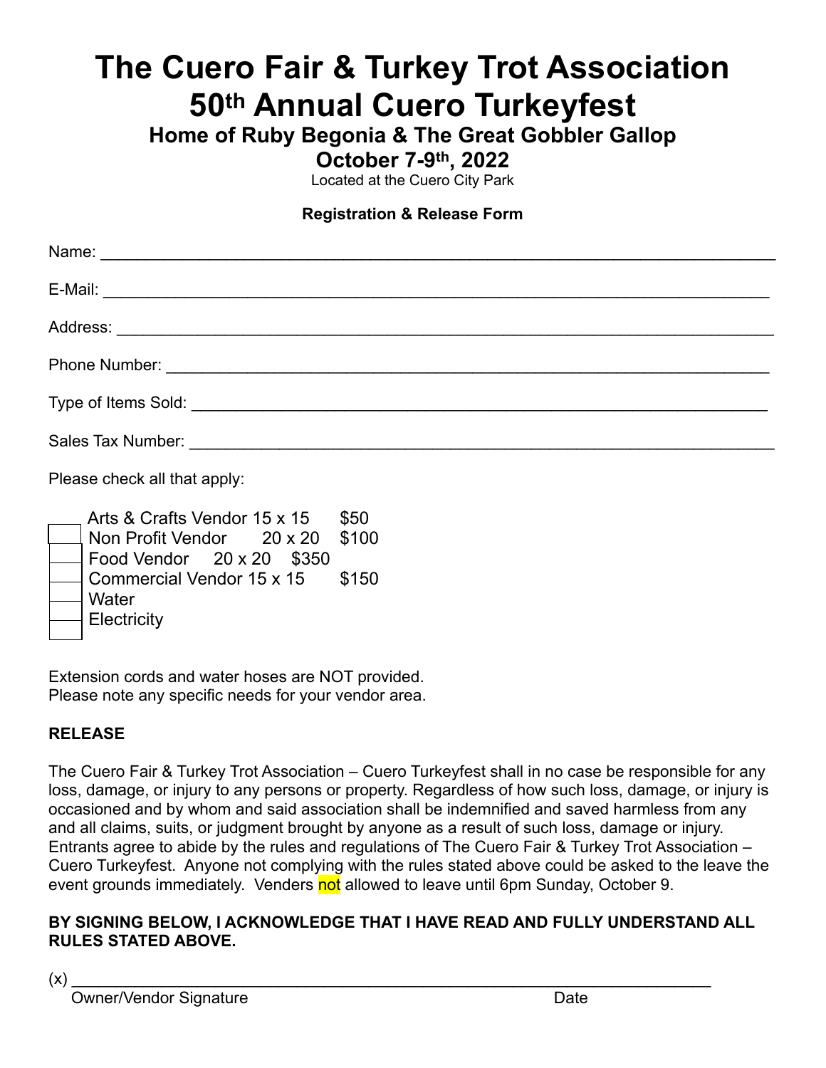# The Cuero Fair & Turkey Trot Association
# 50th Annual Cuero Turkeyfest

### Home of Ruby Begonia & The Great Gobbler Gallop
### October 7-9th, 2022

Located at the Cuero City Park

**Registration & Release Form**

Name: ______________________________________________________________________

E-Mail: _____________________________________________________________________

Address: ____________________________________________________________________

Phone Number: _______________________________________________________________

Type of Items Sold: ___________________________________________________________

Sales Tax Number: ____________________________________________________________

Please check all that apply:

- [ ] Arts & Crafts Vendor 15 x 15 $50
- [ ] Non Profit Vendor 20 x 20 $100
- [ ] Food Vendor 20 x 20 $350
- [ ] Commercial Vendor 15 x 15 $150
- [ ] Water
- [ ] Electricity

Extension cords and water hoses are NOT provided.
Please note any specific needs for your vendor area.

**RELEASE**

The Cuero Fair & Turkey Trot Association – Cuero Turkeyfest shall in no case be responsible for any loss, damage, or injury to any persons or property. Regardless of how such loss, damage, or injury is occasioned and by whom and said association shall be indemnified and saved harmless from any and all claims, suits, or judgment brought by anyone as a result of such loss, damage or injury. Entrants agree to abide by the rules and regulations of The Cuero Fair & Turkey Trot Association – Cuero Turkeyfest. Anyone not complying with the rules stated above could be asked to the leave the event grounds immediately. Venders not allowed to leave until 6pm Sunday, October 9.

**BY SIGNING BELOW, I ACKNOWLEDGE THAT I HAVE READ AND FULLY UNDERSTAND ALL RULES STATED ABOVE.**

(x) ______________________________________________________________________

Owner/Vendor Signature Date